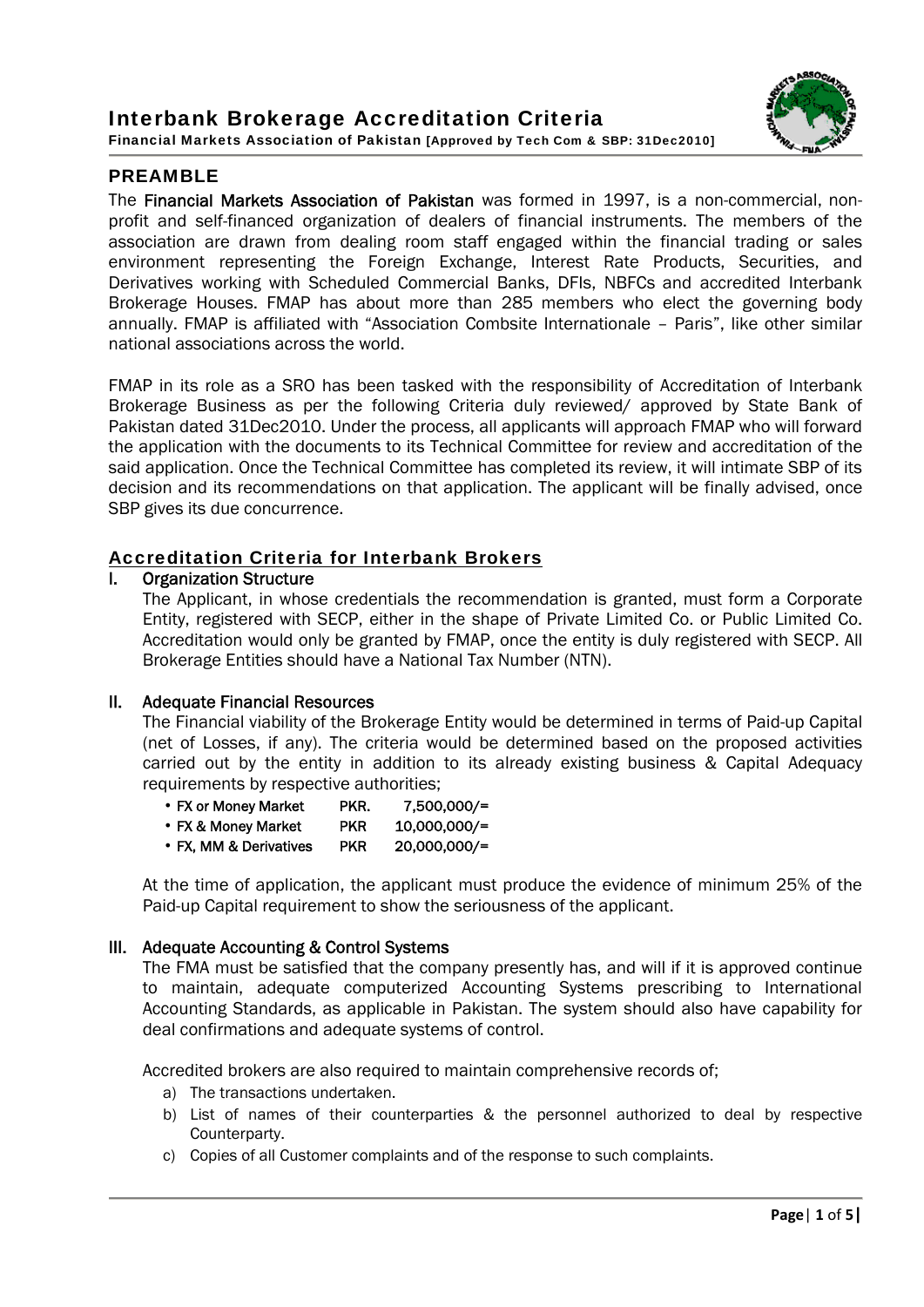# Interbank Brokerage Accreditation Criteria

**Financial Markets Association of Pakistan [Approved by Tech Com & SBP: 31Dec2010]**

## PREAMBLE

The **Financial Markets Association of Pakistan** was formed in 1997, is a non-commercial, non-profit and self-financed organization of dealers of financial instruments. The members of the association are drawn from dealing room staff engaged within the financial trading or sales environment representing the Foreign Exchange, Interest Rate Products, Securities, and Derivatives working with Scheduled Commercial Banks, DFIs, NBFCs and accredited Interbank Brokerage Houses. FMAP has about more than 285 members who elect the governing body annually. FMAP is affiliated with "Association Combsite Internationale – Paris", like other similar national associations across the world.

FMAP in its role as a SRO has been tasked with the responsibility of Accreditation of Interbank Brokerage Business as per the following Criteria duly reviewed/ approved by State Bank of Pakistan dated 31Dec2010. Under the process, all applicants will approach FMAP who will forward the application with the documents to its Technical Committee for review and accreditation of the said application. Once the Technical Committee has completed its review, it will intimate SBP of its decision and its recommendations on that application. The applicant will be finally advised, once SBP gives its due concurrence.

## Accreditation Criteria for Interbank Brokers

### I. Organization Structure

The Applicant, in whose credentials the recommendation is granted, must form a Corporate Entity, registered with SECP, either in the shape of Private Limited Co. or Public Limited Co. Accreditation would only be granted by FMAP, once the entity is duly registered with SECP. All Brokerage Entities should have a National Tax Number (NTN).

### II. Adequate Financial Resources

The Financial viability of the Brokerage Entity would be determined in terms of Paid-up Capital (net of Losses, if any). The criteria would be determined based on the proposed activities carried out by the entity in addition to its already existing business & Capital Adequacy requirements by respective authorities;

- **FX or Money Market — PKR. 7,500,000/=**
- **FX & Money Market — PKR 10,000,000/=**
- **FX, MM & Derivatives — PKR 20,000,000/=**

At the time of application, the applicant must produce the evidence of minimum 25% of the Paid-up Capital requirement to show the seriousness of the applicant.

### III. Adequate Accounting & Control Systems

The FMA must be satisfied that the company presently has, and will if it is approved continue to maintain, adequate computerized Accounting Systems prescribing to International Accounting Standards, as applicable in Pakistan. The system should also have capability for deal confirmations and adequate systems of control.

Accredited brokers are also required to maintain comprehensive records of;

a) The transactions undertaken.
b) List of names of their counterparties & the personnel authorized to deal by respective Counterparty.
c) Copies of all Customer complaints and of the response to such complaints.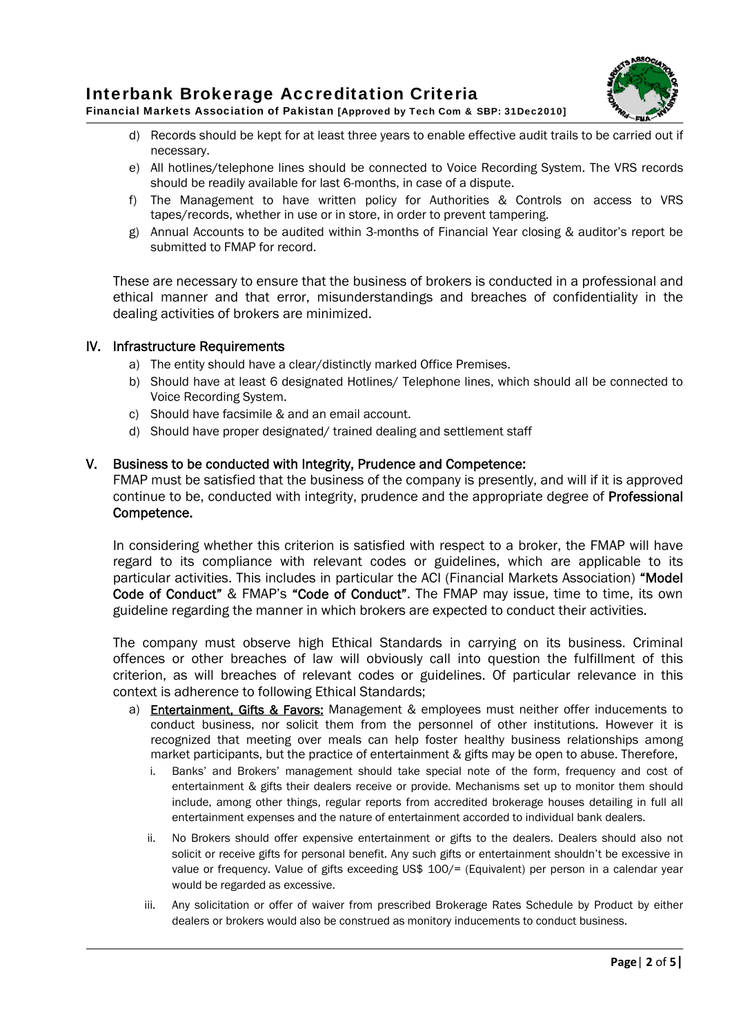d) Records should be kept for at least three years to enable effective audit trails to be carried out if necessary.

e) All hotlines/telephone lines should be connected to Voice Recording System. The VRS records should be readily available for last 6-months, in case of a dispute.

f) The Management to have written policy for Authorities & Controls on access to VRS tapes/records, whether in use or in store, in order to prevent tampering.

g) Annual Accounts to be audited within 3-months of Financial Year closing & auditor's report be submitted to FMAP for record.

These are necessary to ensure that the business of brokers is conducted in a professional and ethical manner and that error, misunderstandings and breaches of confidentiality in the dealing activities of brokers are minimized.

## IV. Infrastructure Requirements

a) The entity should have a clear/distinctly marked Office Premises.

b) Should have at least 6 designated Hotlines/ Telephone lines, which should all be connected to Voice Recording System.

c) Should have facsimile & and an email account.

d) Should have proper designated/ trained dealing and settlement staff

## V. Business to be conducted with Integrity, Prudence and Competence:

FMAP must be satisfied that the business of the company is presently, and will if it is approved continue to be, conducted with integrity, prudence and the appropriate degree of **Professional Competence.**

In considering whether this criterion is satisfied with respect to a broker, the FMAP will have regard to its compliance with relevant codes or guidelines, which are applicable to its particular activities. This includes in particular the ACI (Financial Markets Association) **"Model Code of Conduct"** & FMAP's **"Code of Conduct"**. The FMAP may issue, time to time, its own guideline regarding the manner in which brokers are expected to conduct their activities.

The company must observe high Ethical Standards in carrying on its business. Criminal offences or other breaches of law will obviously call into question the fulfillment of this criterion, as will breaches of relevant codes or guidelines. Of particular relevance in this context is adherence to following Ethical Standards;

a) **Entertainment, Gifts & Favors:** Management & employees must neither offer inducements to conduct business, nor solicit them from the personnel of other institutions. However it is recognized that meeting over meals can help foster healthy business relationships among market participants, but the practice of entertainment & gifts may be open to abuse. Therefore,

   i. Banks' and Brokers' management should take special note of the form, frequency and cost of entertainment & gifts their dealers receive or provide. Mechanisms set up to monitor them should include, among other things, regular reports from accredited brokerage houses detailing in full all entertainment expenses and the nature of entertainment accorded to individual bank dealers.

   ii. No Brokers should offer expensive entertainment or gifts to the dealers. Dealers should also not solicit or receive gifts for personal benefit. Any such gifts or entertainment shouldn't be excessive in value or frequency. Value of gifts exceeding US$ 100/= (Equivalent) per person in a calendar year would be regarded as excessive.

   iii. Any solicitation or offer of waiver from prescribed Brokerage Rates Schedule by Product by either dealers or brokers would also be construed as monitory inducements to conduct business.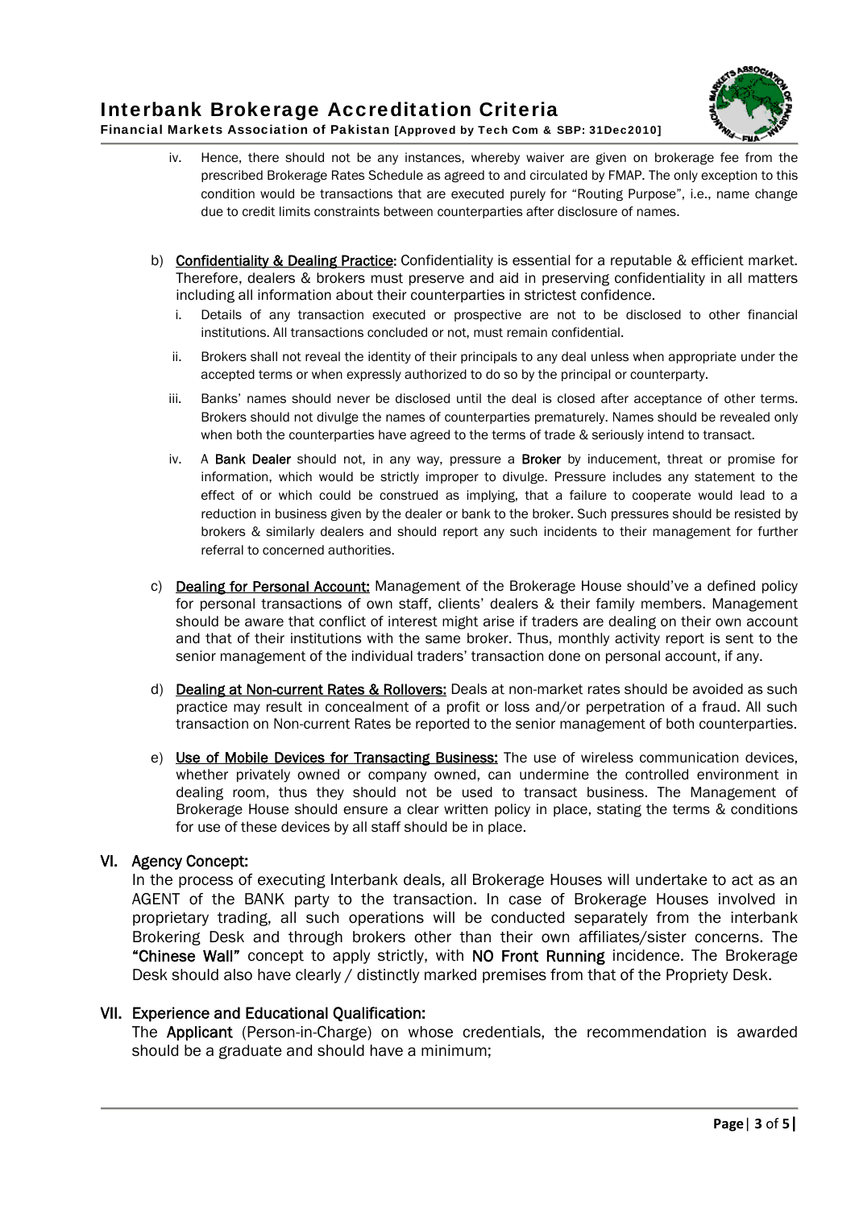iv. Hence, there should not be any instances, whereby waiver are given on brokerage fee from the prescribed Brokerage Rates Schedule as agreed to and circulated by FMAP. The only exception to this condition would be transactions that are executed purely for "Routing Purpose", i.e., name change due to credit limits constraints between counterparties after disclosure of names.

b) **Confidentiality & Dealing Practice:** Confidentiality is essential for a reputable & efficient market. Therefore, dealers & brokers must preserve and aid in preserving confidentiality in all matters including all information about their counterparties in strictest confidence.

   i. Details of any transaction executed or prospective are not to be disclosed to other financial institutions. All transactions concluded or not, must remain confidential.

   ii. Brokers shall not reveal the identity of their principals to any deal unless when appropriate under the accepted terms or when expressly authorized to do so by the principal or counterparty.

   iii. Banks' names should never be disclosed until the deal is closed after acceptance of other terms. Brokers should not divulge the names of counterparties prematurely. Names should be revealed only when both the counterparties have agreed to the terms of trade & seriously intend to transact.

   iv. A **Bank Dealer** should not, in any way, pressure a **Broker** by inducement, threat or promise for information, which would be strictly improper to divulge. Pressure includes any statement to the effect of or which could be construed as implying, that a failure to cooperate would lead to a reduction in business given by the dealer or bank to the broker. Such pressures should be resisted by brokers & similarly dealers and should report any such incidents to their management for further referral to concerned authorities.

c) **Dealing for Personal Account:** Management of the Brokerage House should've a defined policy for personal transactions of own staff, clients' dealers & their family members. Management should be aware that conflict of interest might arise if traders are dealing on their own account and that of their institutions with the same broker. Thus, monthly activity report is sent to the senior management of the individual traders' transaction done on personal account, if any.

d) **Dealing at Non-current Rates & Rollovers:** Deals at non-market rates should be avoided as such practice may result in concealment of a profit or loss and/or perpetration of a fraud. All such transaction on Non-current Rates be reported to the senior management of both counterparties.

e) **Use of Mobile Devices for Transacting Business:** The use of wireless communication devices, whether privately owned or company owned, can undermine the controlled environment in dealing room, thus they should not be used to transact business. The Management of Brokerage House should ensure a clear written policy in place, stating the terms & conditions for use of these devices by all staff should be in place.

## VI. Agency Concept:

In the process of executing Interbank deals, all Brokerage Houses will undertake to act as an AGENT of the BANK party to the transaction. In case of Brokerage Houses involved in proprietary trading, all such operations will be conducted separately from the interbank Brokering Desk and through brokers other than their own affiliates/sister concerns. The **"Chinese Wall"** concept to apply strictly, with **NO Front Running** incidence. The Brokerage Desk should also have clearly / distinctly marked premises from that of the Propriety Desk.

## VII. Experience and Educational Qualification:

The **Applicant** (Person-in-Charge) on whose credentials, the recommendation is awarded should be a graduate and should have a minimum;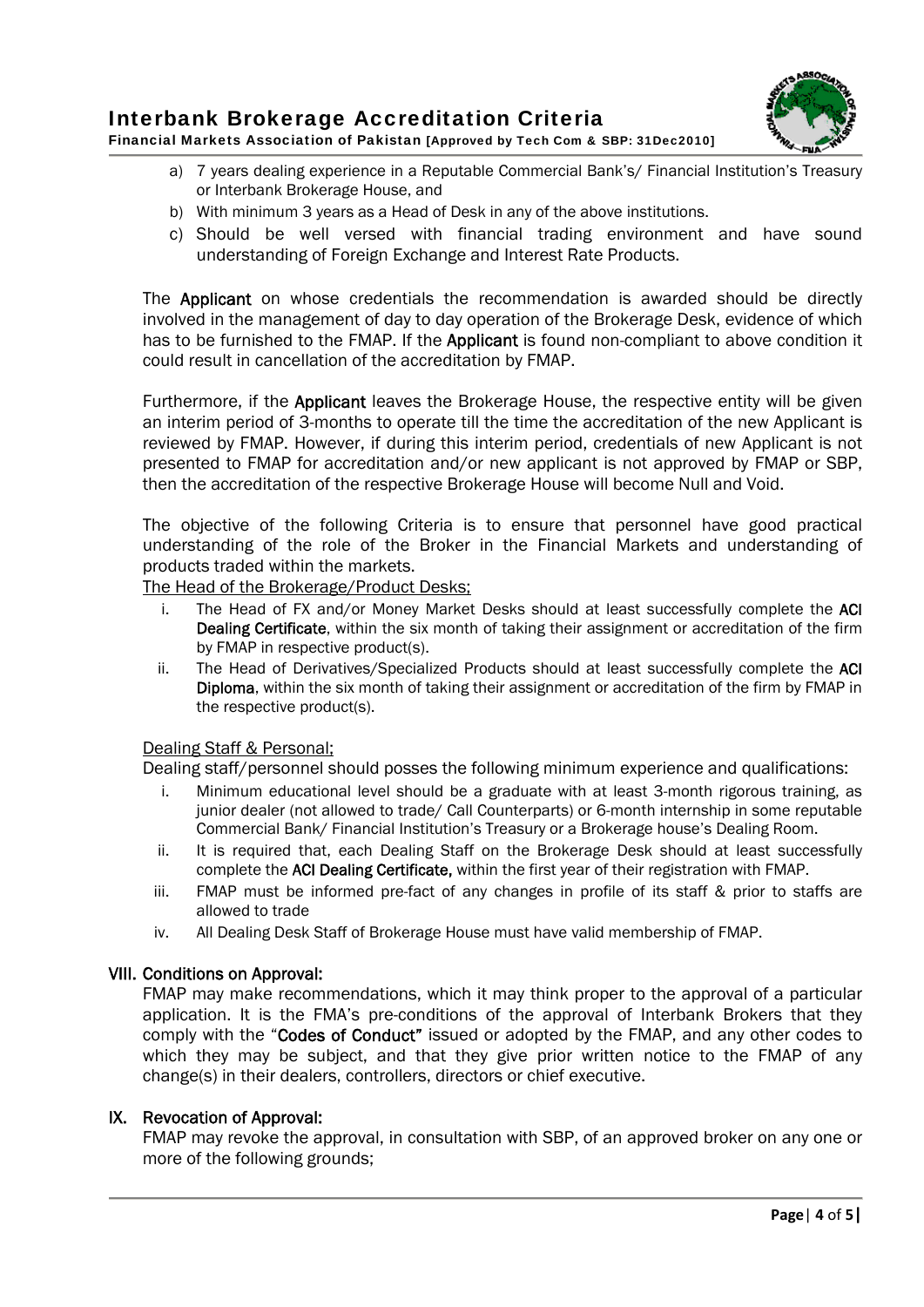a) 7 years dealing experience in a Reputable Commercial Bank's/ Financial Institution's Treasury or Interbank Brokerage House, and
b) With minimum 3 years as a Head of Desk in any of the above institutions.
c) Should be well versed with financial trading environment and have sound understanding of Foreign Exchange and Interest Rate Products.

The **Applicant** on whose credentials the recommendation is awarded should be directly involved in the management of day to day operation of the Brokerage Desk, evidence of which has to be furnished to the FMAP. If the **Applicant** is found non-compliant to above condition it could result in cancellation of the accreditation by FMAP.

Furthermore, if the **Applicant** leaves the Brokerage House, the respective entity will be given an interim period of 3-months to operate till the time the accreditation of the new Applicant is reviewed by FMAP. However, if during this interim period, credentials of new Applicant is not presented to FMAP for accreditation and/or new applicant is not approved by FMAP or SBP, then the accreditation of the respective Brokerage House will become Null and Void.

The objective of the following Criteria is to ensure that personnel have good practical understanding of the role of the Broker in the Financial Markets and understanding of products traded within the markets.

The Head of the Brokerage/Product Desks;

i. The Head of FX and/or Money Market Desks should at least successfully complete the **ACI Dealing Certificate**, within the six month of taking their assignment or accreditation of the firm by FMAP in respective product(s).
ii. The Head of Derivatives/Specialized Products should at least successfully complete the **ACI Diploma**, within the six month of taking their assignment or accreditation of the firm by FMAP in the respective product(s).

Dealing Staff & Personal;

Dealing staff/personnel should posses the following minimum experience and qualifications:

i. Minimum educational level should be a graduate with at least 3-month rigorous training, as junior dealer (not allowed to trade/ Call Counterparts) or 6-month internship in some reputable Commercial Bank/ Financial Institution's Treasury or a Brokerage house's Dealing Room.
ii. It is required that, each Dealing Staff on the Brokerage Desk should at least successfully complete the **ACI Dealing Certificate,** within the first year of their registration with FMAP.
iii. FMAP must be informed pre-fact of any changes in profile of its staff & prior to staffs are allowed to trade
iv. All Dealing Desk Staff of Brokerage House must have valid membership of FMAP.

## VIII. Conditions on Approval:

FMAP may make recommendations, which it may think proper to the approval of a particular application. It is the FMA's pre-conditions of the approval of Interbank Brokers that they comply with the "**Codes of Conduct"** issued or adopted by the FMAP, and any other codes to which they may be subject, and that they give prior written notice to the FMAP of any change(s) in their dealers, controllers, directors or chief executive.

## IX. Revocation of Approval:

FMAP may revoke the approval, in consultation with SBP, of an approved broker on any one or more of the following grounds;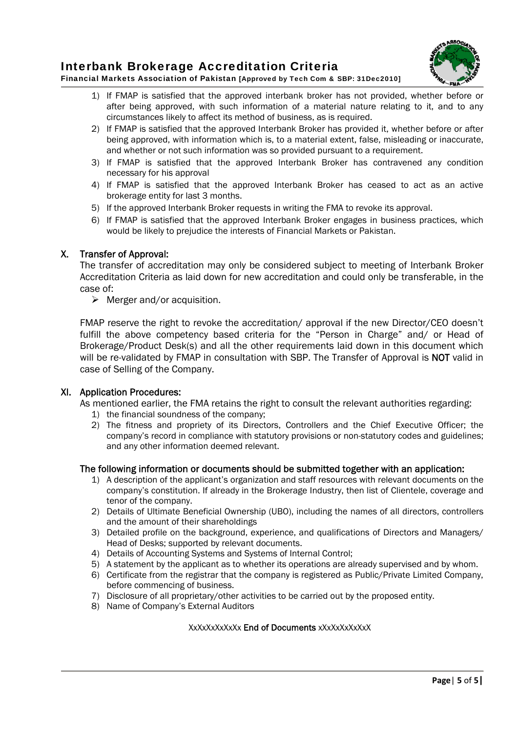1) If FMAP is satisfied that the approved interbank broker has not provided, whether before or after being approved, with such information of a material nature relating to it, and to any circumstances likely to affect its method of business, as is required.
2) If FMAP is satisfied that the approved Interbank Broker has provided it, whether before or after being approved, with information which is, to a material extent, false, misleading or inaccurate, and whether or not such information was so provided pursuant to a requirement.
3) If FMAP is satisfied that the approved Interbank Broker has contravened any condition necessary for his approval
4) If FMAP is satisfied that the approved Interbank Broker has ceased to act as an active brokerage entity for last 3 months.
5) If the approved Interbank Broker requests in writing the FMA to revoke its approval.
6) If FMAP is satisfied that the approved Interbank Broker engages in business practices, which would be likely to prejudice the interests of Financial Markets or Pakistan.

## X. Transfer of Approval:

The transfer of accreditation may only be considered subject to meeting of Interbank Broker Accreditation Criteria as laid down for new accreditation and could only be transferable, in the case of:

- Merger and/or acquisition.

FMAP reserve the right to revoke the accreditation/ approval if the new Director/CEO doesn't fulfill the above competency based criteria for the "Person in Charge" and/ or Head of Brokerage/Product Desk(s) and all the other requirements laid down in this document which will be re-validated by FMAP in consultation with SBP. The Transfer of Approval is **NOT** valid in case of Selling of the Company.

## XI. Application Procedures:

As mentioned earlier, the FMA retains the right to consult the relevant authorities regarding:

1) the financial soundness of the company;
2) The fitness and propriety of its Directors, Controllers and the Chief Executive Officer; the company's record in compliance with statutory provisions or non-statutory codes and guidelines; and any other information deemed relevant.

### The following information or documents should be submitted together with an application:

1) A description of the applicant's organization and staff resources with relevant documents on the company's constitution. If already in the Brokerage Industry, then list of Clientele, coverage and tenor of the company.
2) Details of Ultimate Beneficial Ownership (UBO), including the names of all directors, controllers and the amount of their shareholdings
3) Detailed profile on the background, experience, and qualifications of Directors and Managers/ Head of Desks; supported by relevant documents.
4) Details of Accounting Systems and Systems of Internal Control;
5) A statement by the applicant as to whether its operations are already supervised and by whom.
6) Certificate from the registrar that the company is registered as Public/Private Limited Company, before commencing of business.
7) Disclosure of all proprietary/other activities to be carried out by the proposed entity.
8) Name of Company's External Auditors

XxXxXxXxXxXx **End of Documents** xXxXxXxXxXxX